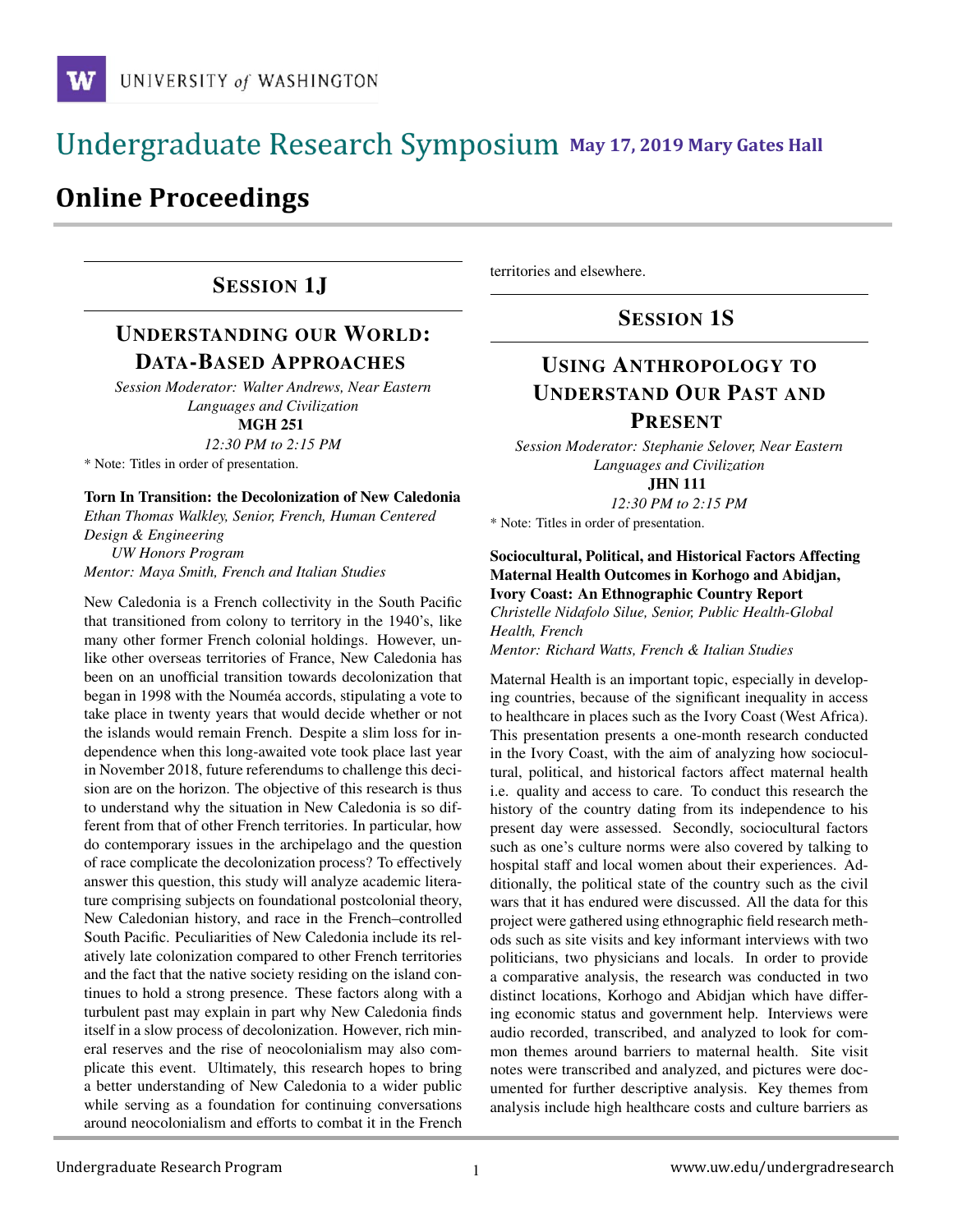# Undergraduate Research Symposium May 17, 2019 Mary Gates Hall

# Online Proceedings

## Session 1J

## Understanding our World: Data-Based Approaches

*Session Moderator: Walter Andrews, Near Eastern Languages and Civilization*

**MGH 251**

*12:30 PM to 2:15 PM*

\* Note: Titles in order of presentation.

**Torn In Transition: the Decolonization of New Caledonia**

*Ethan Thomas Walkley, Senior, French, Human Centered Design & Engineering*

*UW Honors Program*

*Mentor: Maya Smith, French and Italian Studies*

New Caledonia is a French collectivity in the South Pacific that transitioned from colony to territory in the 1940's, like many other former French colonial holdings. However, unlike other overseas territories of France, New Caledonia has been on an unofficial transition towards decolonization that began in 1998 with the Nouméa accords, stipulating a vote to take place in twenty years that would decide whether or not the islands would remain French. Despite a slim loss for independence when this long-awaited vote took place last year in November 2018, future referendums to challenge this decision are on the horizon. The objective of this research is thus to understand why the situation in New Caledonia is so different from that of other French territories. In particular, how do contemporary issues in the archipelago and the question of race complicate the decolonization process? To effectively answer this question, this study will analyze academic literature comprising subjects on foundational postcolonial theory, New Caledonian history, and race in the French–controlled South Pacific. Peculiarities of New Caledonia include its relatively late colonization compared to other French territories and the fact that the native society residing on the island continues to hold a strong presence. These factors along with a turbulent past may explain in part why New Caledonia finds itself in a slow process of decolonization. However, rich mineral reserves and the rise of neocolonialism may also complicate this event. Ultimately, this research hopes to bring a better understanding of New Caledonia to a wider public while serving as a foundation for continuing conversations around neocolonialism and efforts to combat it in the French territories and elsewhere.

## Session 1S

## Using Anthropology to Understand Our Past and Present

*Session Moderator: Stephanie Selover, Near Eastern Languages and Civilization*

**JHN 111**

*12:30 PM to 2:15 PM*

\* Note: Titles in order of presentation.

**Sociocultural, Political, and Historical Factors Affecting Maternal Health Outcomes in Korhogo and Abidjan, Ivory Coast: An Ethnographic Country Report**

*Christelle Nidafolo Silue, Senior, Public Health-Global Health, French*

*Mentor: Richard Watts, French & Italian Studies*

Maternal Health is an important topic, especially in developing countries, because of the significant inequality in access to healthcare in places such as the Ivory Coast (West Africa). This presentation presents a one-month research conducted in the Ivory Coast, with the aim of analyzing how sociocultural, political, and historical factors affect maternal health i.e. quality and access to care. To conduct this research the history of the country dating from its independence to his present day were assessed. Secondly, sociocultural factors such as one's culture norms were also covered by talking to hospital staff and local women about their experiences. Additionally, the political state of the country such as the civil wars that it has endured were discussed. All the data for this project were gathered using ethnographic field research methods such as site visits and key informant interviews with two politicians, two physicians and locals. In order to provide a comparative analysis, the research was conducted in two distinct locations, Korhogo and Abidjan which have differing economic status and government help. Interviews were audio recorded, transcribed, and analyzed to look for common themes around barriers to maternal health. Site visit notes were transcribed and analyzed, and pictures were documented for further descriptive analysis. Key themes from analysis include high healthcare costs and culture barriers as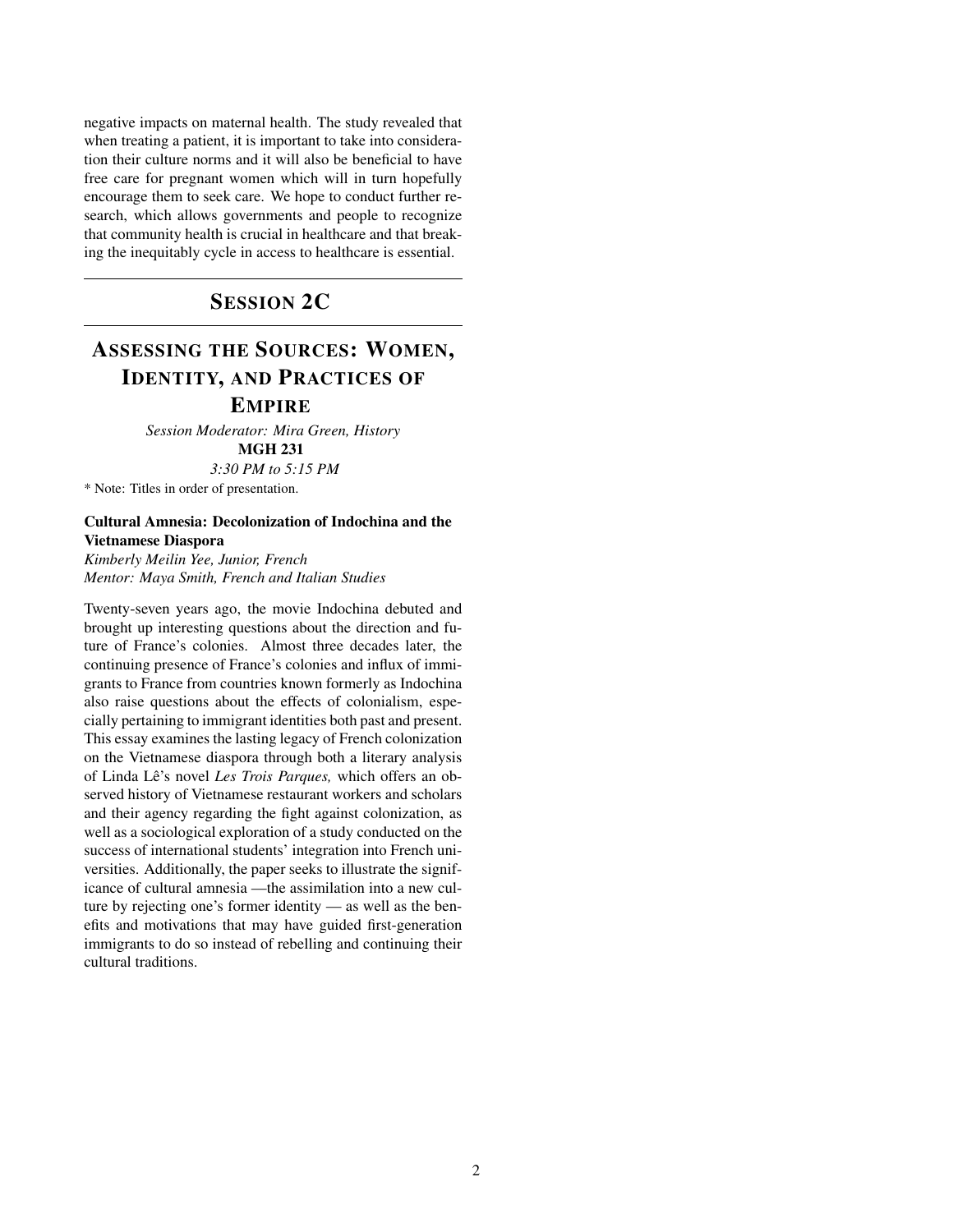negative impacts on maternal health. The study revealed that when treating a patient, it is important to take into consideration their culture norms and it will also be beneficial to have free care for pregnant women which will in turn hopefully encourage them to seek care. We hope to conduct further research, which allows governments and people to recognize that community health is crucial in healthcare and that breaking the inequitably cycle in access to healthcare is essential.

---

## SESSION 2C

---

## ASSESSING THE SOURCES: WOMEN, IDENTITY, AND PRACTICES OF EMPIRE

*Session Moderator: Mira Green, History*

**MGH 231**

*3:30 PM to 5:15 PM*

* Note: Titles in order of presentation.

**Cultural Amnesia: Decolonization of Indochina and the Vietnamese Diaspora**

*Kimberly Meilin Yee, Junior, French*
*Mentor: Maya Smith, French and Italian Studies*

Twenty-seven years ago, the movie Indochina debuted and brought up interesting questions about the direction and future of France's colonies. Almost three decades later, the continuing presence of France's colonies and influx of immigrants to France from countries known formerly as Indochina also raise questions about the effects of colonialism, especially pertaining to immigrant identities both past and present. This essay examines the lasting legacy of French colonization on the Vietnamese diaspora through both a literary analysis of Linda Lê's novel *Les Trois Parques,* which offers an observed history of Vietnamese restaurant workers and scholars and their agency regarding the fight against colonization, as well as a sociological exploration of a study conducted on the success of international students' integration into French universities. Additionally, the paper seeks to illustrate the significance of cultural amnesia —the assimilation into a new culture by rejecting one's former identity — as well as the benefits and motivations that may have guided first-generation immigrants to do so instead of rebelling and continuing their cultural traditions.